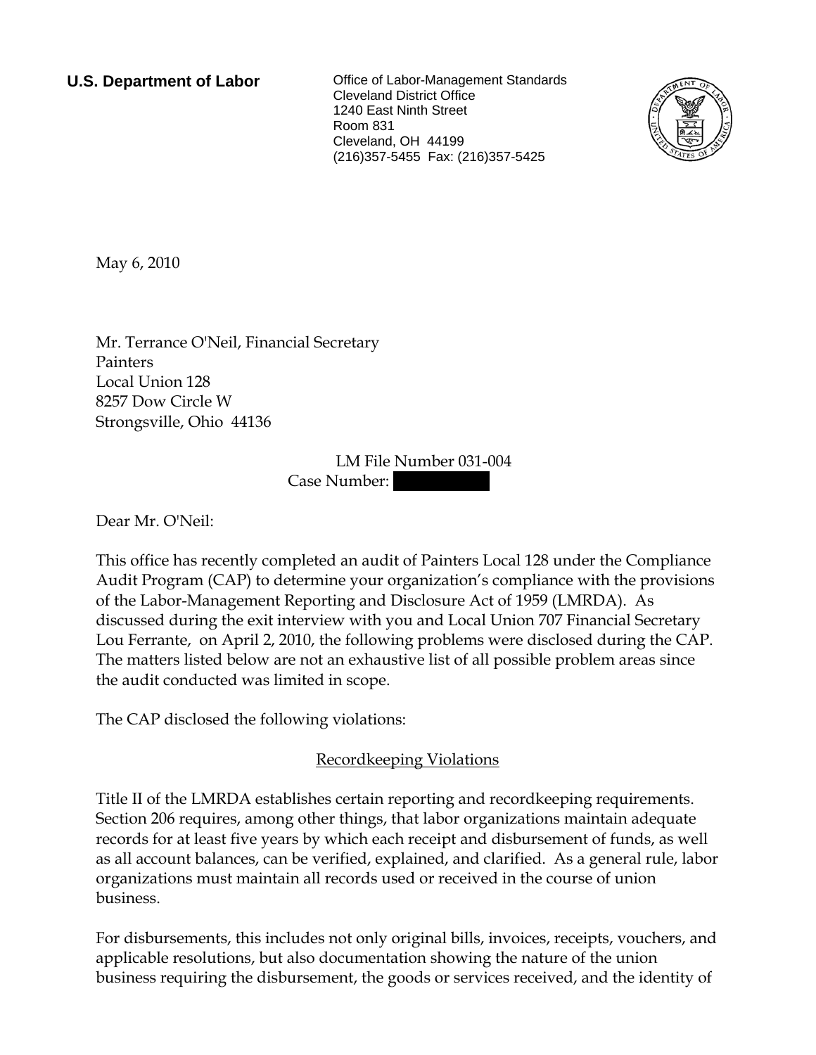**U.S. Department of Labor**

Office of Labor-Management Standards
Cleveland District Office
1240 East Ninth Street
Room 831
Cleveland, OH 44199
(216)357-5455 Fax: (216)357-5425

May 6, 2010

Mr. Terrance O'Neil, Financial Secretary
Painters
Local Union 128
8257 Dow Circle W
Strongsville, Ohio 44136

LM File Number 031-004
Case Number: 

Dear Mr. O'Neil:

This office has recently completed an audit of Painters Local 128 under the Compliance Audit Program (CAP) to determine your organization's compliance with the provisions of the Labor-Management Reporting and Disclosure Act of 1959 (LMRDA). As discussed during the exit interview with you and Local Union 707 Financial Secretary Lou Ferrante, on April 2, 2010, the following problems were disclosed during the CAP. The matters listed below are not an exhaustive list of all possible problem areas since the audit conducted was limited in scope.

The CAP disclosed the following violations:

## Recordkeeping Violations

Title II of the LMRDA establishes certain reporting and recordkeeping requirements. Section 206 requires, among other things, that labor organizations maintain adequate records for at least five years by which each receipt and disbursement of funds, as well as all account balances, can be verified, explained, and clarified. As a general rule, labor organizations must maintain all records used or received in the course of union business.

For disbursements, this includes not only original bills, invoices, receipts, vouchers, and applicable resolutions, but also documentation showing the nature of the union business requiring the disbursement, the goods or services received, and the identity of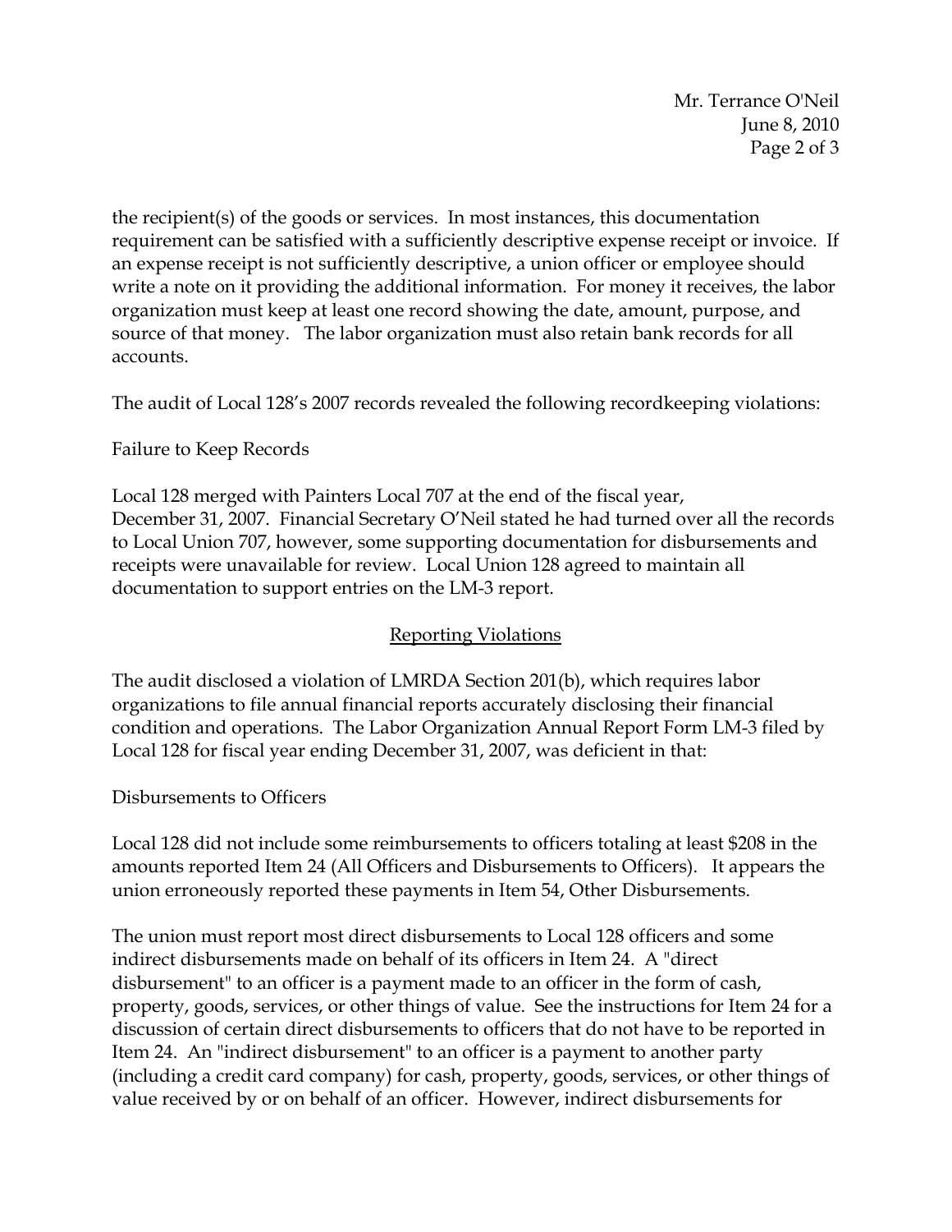the recipient(s) of the goods or services. In most instances, this documentation requirement can be satisfied with a sufficiently descriptive expense receipt or invoice. If an expense receipt is not sufficiently descriptive, a union officer or employee should write a note on it providing the additional information. For money it receives, the labor organization must keep at least one record showing the date, amount, purpose, and source of that money. The labor organization must also retain bank records for all accounts.

The audit of Local 128's 2007 records revealed the following recordkeeping violations:

Failure to Keep Records

Local 128 merged with Painters Local 707 at the end of the fiscal year, December 31, 2007. Financial Secretary O'Neil stated he had turned over all the records to Local Union 707, however, some supporting documentation for disbursements and receipts were unavailable for review. Local Union 128 agreed to maintain all documentation to support entries on the LM-3 report.

## Reporting Violations

The audit disclosed a violation of LMRDA Section 201(b), which requires labor organizations to file annual financial reports accurately disclosing their financial condition and operations. The Labor Organization Annual Report Form LM-3 filed by Local 128 for fiscal year ending December 31, 2007, was deficient in that:

Disbursements to Officers

Local 128 did not include some reimbursements to officers totaling at least $208 in the amounts reported Item 24 (All Officers and Disbursements to Officers). It appears the union erroneously reported these payments in Item 54, Other Disbursements.

The union must report most direct disbursements to Local 128 officers and some indirect disbursements made on behalf of its officers in Item 24. A "direct disbursement" to an officer is a payment made to an officer in the form of cash, property, goods, services, or other things of value. See the instructions for Item 24 for a discussion of certain direct disbursements to officers that do not have to be reported in Item 24. An "indirect disbursement" to an officer is a payment to another party (including a credit card company) for cash, property, goods, services, or other things of value received by or on behalf of an officer. However, indirect disbursements for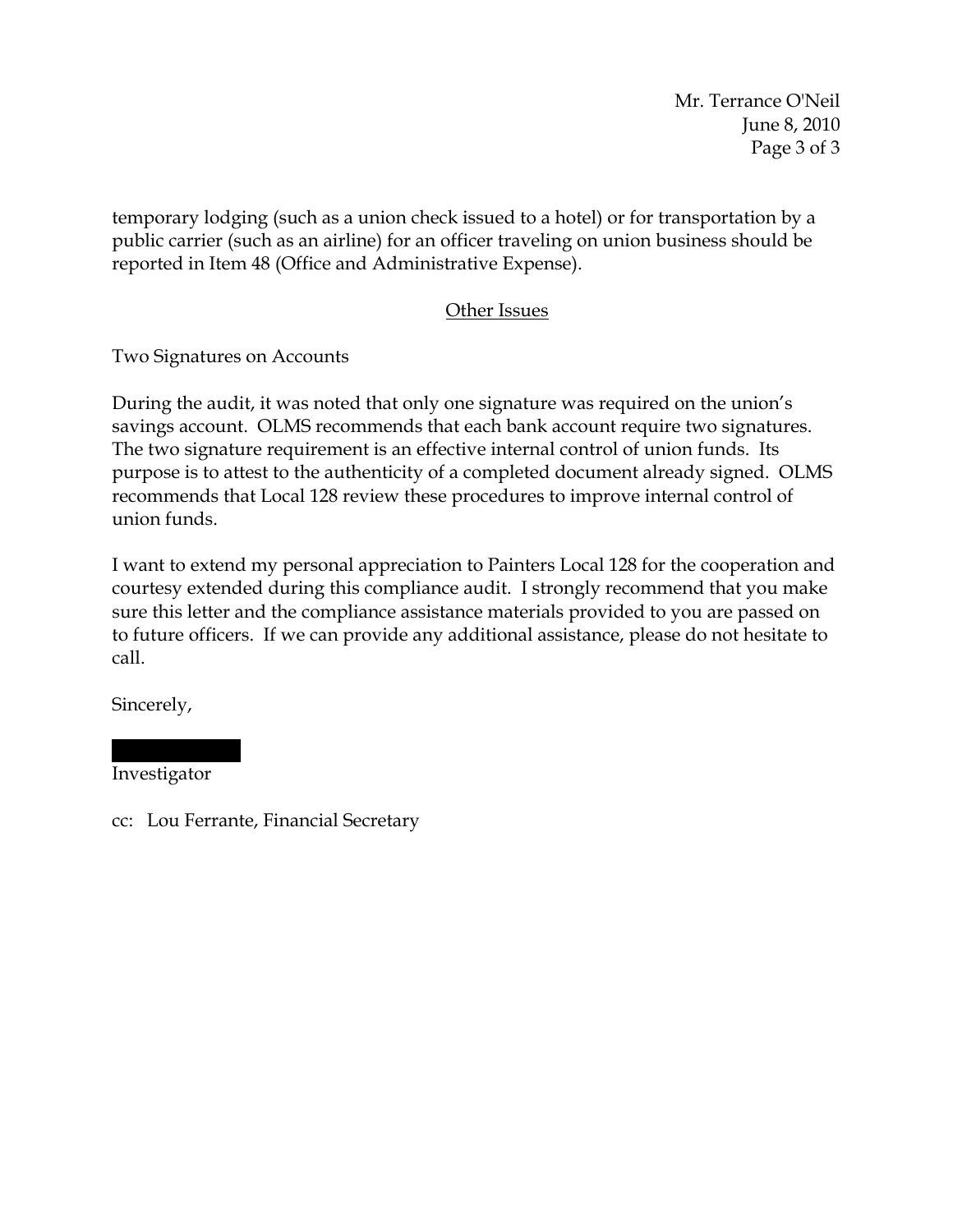temporary lodging (such as a union check issued to a hotel) or for transportation by a public carrier (such as an airline) for an officer traveling on union business should be reported in Item 48 (Office and Administrative Expense).

## Other Issues

Two Signatures on Accounts

During the audit, it was noted that only one signature was required on the union's savings account. OLMS recommends that each bank account require two signatures. The two signature requirement is an effective internal control of union funds. Its purpose is to attest to the authenticity of a completed document already signed. OLMS recommends that Local 128 review these procedures to improve internal control of union funds.

I want to extend my personal appreciation to Painters Local 128 for the cooperation and courtesy extended during this compliance audit. I strongly recommend that you make sure this letter and the compliance assistance materials provided to you are passed on to future officers. If we can provide any additional assistance, please do not hesitate to call.

Sincerely,

Investigator

cc: Lou Ferrante, Financial Secretary